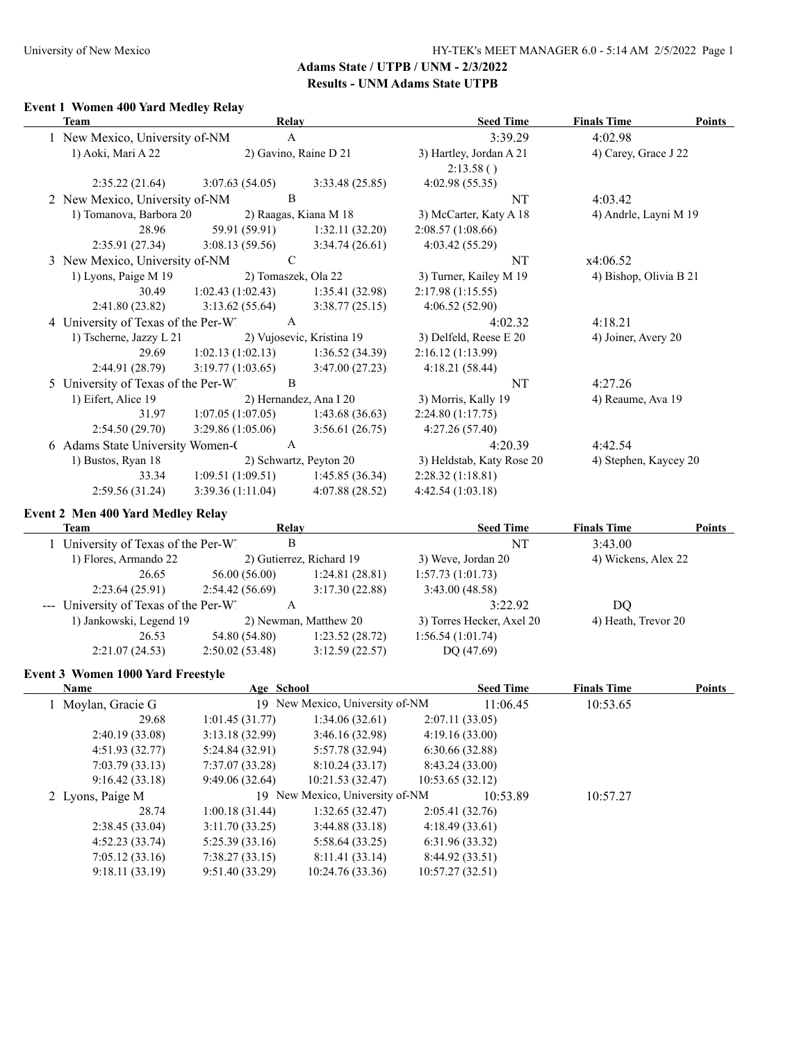**Adams State / UTPB / UNM - 2/3/2022**
**Results - UNM Adams State UTPB**

### Event 1 Women 400 Yard Medley Relay

| Team | Relay | Seed Time | Finals Time | Points |
|---|---|---|---|---|
| 1 New Mexico, University of-NM | A | 3:39.29 | 4:02.98 | |
| 1) Aoki, Mari A 22 | 2) Gavino, Raine D 21 | 3) Hartley, Jordan A 21 | 4) Carey, Grace J 22 | |
| | | 2:13.58 ( ) | | |
| 2:35.22 (21.64) | 3:07.63 (54.05) | 3:33.48 (25.85) | 4:02.98 (55.35) | |
| 2 New Mexico, University of-NM | B | NT | 4:03.42 | |
| 1) Tomanova, Barbora 20 | 2) Raagas, Kiana M 18 | 3) McCarter, Katy A 18 | 4) Andrle, Layni M 19 | |
| 28.96 | 59.91 (59.91) | 1:32.11 (32.20) | 2:08.57 (1:08.66) | |
| 2:35.91 (27.34) | 3:08.13 (59.56) | 3:34.74 (26.61) | 4:03.42 (55.29) | |
| 3 New Mexico, University of-NM | C | NT | x4:06.52 | |
| 1) Lyons, Paige M 19 | 2) Tomaszek, Ola 22 | 3) Turner, Kailey M 19 | 4) Bishop, Olivia B 21 | |
| 30.49 | 1:02.43 (1:02.43) | 1:35.41 (32.98) | 2:17.98 (1:15.55) | |
| 2:41.80 (23.82) | 3:13.62 (55.64) | 3:38.77 (25.15) | 4:06.52 (52.90) | |
| 4 University of Texas of the Per-W | A | 4:02.32 | 4:18.21 | |
| 1) Tscherne, Jazzy L 21 | 2) Vujosevic, Kristina 19 | 3) Delfeld, Reese E 20 | 4) Joiner, Avery 20 | |
| 29.69 | 1:02.13 (1:02.13) | 1:36.52 (34.39) | 2:16.12 (1:13.99) | |
| 2:44.91 (28.79) | 3:19.77 (1:03.65) | 3:47.00 (27.23) | 4:18.21 (58.44) | |
| 5 University of Texas of the Per-W | B | NT | 4:27.26 | |
| 1) Eifert, Alice 19 | 2) Hernandez, Ana I 20 | 3) Morris, Kally 19 | 4) Reaume, Ava 19 | |
| 31.97 | 1:07.05 (1:07.05) | 1:43.68 (36.63) | 2:24.80 (1:17.75) | |
| 2:54.50 (29.70) | 3:29.86 (1:05.06) | 3:56.61 (26.75) | 4:27.26 (57.40) | |
| 6 Adams State University Women-( | A | 4:20.39 | 4:42.54 | |
| 1) Bustos, Ryan 18 | 2) Schwartz, Peyton 20 | 3) Heldstab, Katy Rose 20 | 4) Stephen, Kaycey 20 | |
| 33.34 | 1:09.51 (1:09.51) | 1:45.85 (36.34) | 2:28.32 (1:18.81) | |
| 2:59.56 (31.24) | 3:39.36 (1:11.04) | 4:07.88 (28.52) | 4:42.54 (1:03.18) | |

### Event 2 Men 400 Yard Medley Relay

| Team | Relay | Seed Time | Finals Time | Points |
|---|---|---|---|---|
| 1 University of Texas of the Per-W | B | NT | 3:43.00 | |
| 1) Flores, Armando 22 | 2) Gutierrez, Richard 19 | 3) Weve, Jordan 20 | 4) Wickens, Alex 22 | |
| 26.65 | 56.00 (56.00) | 1:24.81 (28.81) | 1:57.73 (1:01.73) | |
| 2:23.64 (25.91) | 2:54.42 (56.69) | 3:17.30 (22.88) | 3:43.00 (48.58) | |
| --- University of Texas of the Per-W | A | 3:22.92 | DQ | |
| 1) Jankowski, Legend 19 | 2) Newman, Matthew 20 | 3) Torres Hecker, Axel 20 | 4) Heath, Trevor 20 | |
| 26.53 | 54.80 (54.80) | 1:23.52 (28.72) | 1:56.54 (1:01.74) | |
| 2:21.07 (24.53) | 2:50.02 (53.48) | 3:12.59 (22.57) | DQ (47.69) | |

### Event 3 Women 1000 Yard Freestyle

| Name | Age School | | Seed Time | Finals Time | Points |
|---|---|---|---|---|---|
| 1 Moylan, Gracie G | 19 New Mexico, University of-NM | | 11:06.45 | 10:53.65 | |
| 29.68 | 1:01.45 (31.77) | 1:34.06 (32.61) | 2:07.11 (33.05) | | |
| 2:40.19 (33.08) | 3:13.18 (32.99) | 3:46.16 (32.98) | 4:19.16 (33.00) | | |
| 4:51.93 (32.77) | 5:24.84 (32.91) | 5:57.78 (32.94) | 6:30.66 (32.88) | | |
| 7:03.79 (33.13) | 7:37.07 (33.28) | 8:10.24 (33.17) | 8:43.24 (33.00) | | |
| 9:16.42 (33.18) | 9:49.06 (32.64) | 10:21.53 (32.47) | 10:53.65 (32.12) | | |
| 2 Lyons, Paige M | 19 New Mexico, University of-NM | | 10:53.89 | 10:57.27 | |
| 28.74 | 1:00.18 (31.44) | 1:32.65 (32.47) | 2:05.41 (32.76) | | |
| 2:38.45 (33.04) | 3:11.70 (33.25) | 3:44.88 (33.18) | 4:18.49 (33.61) | | |
| 4:52.23 (33.74) | 5:25.39 (33.16) | 5:58.64 (33.25) | 6:31.96 (33.32) | | |
| 7:05.12 (33.16) | 7:38.27 (33.15) | 8:11.41 (33.14) | 8:44.92 (33.51) | | |
| 9:18.11 (33.19) | 9:51.40 (33.29) | 10:24.76 (33.36) | 10:57.27 (32.51) | | |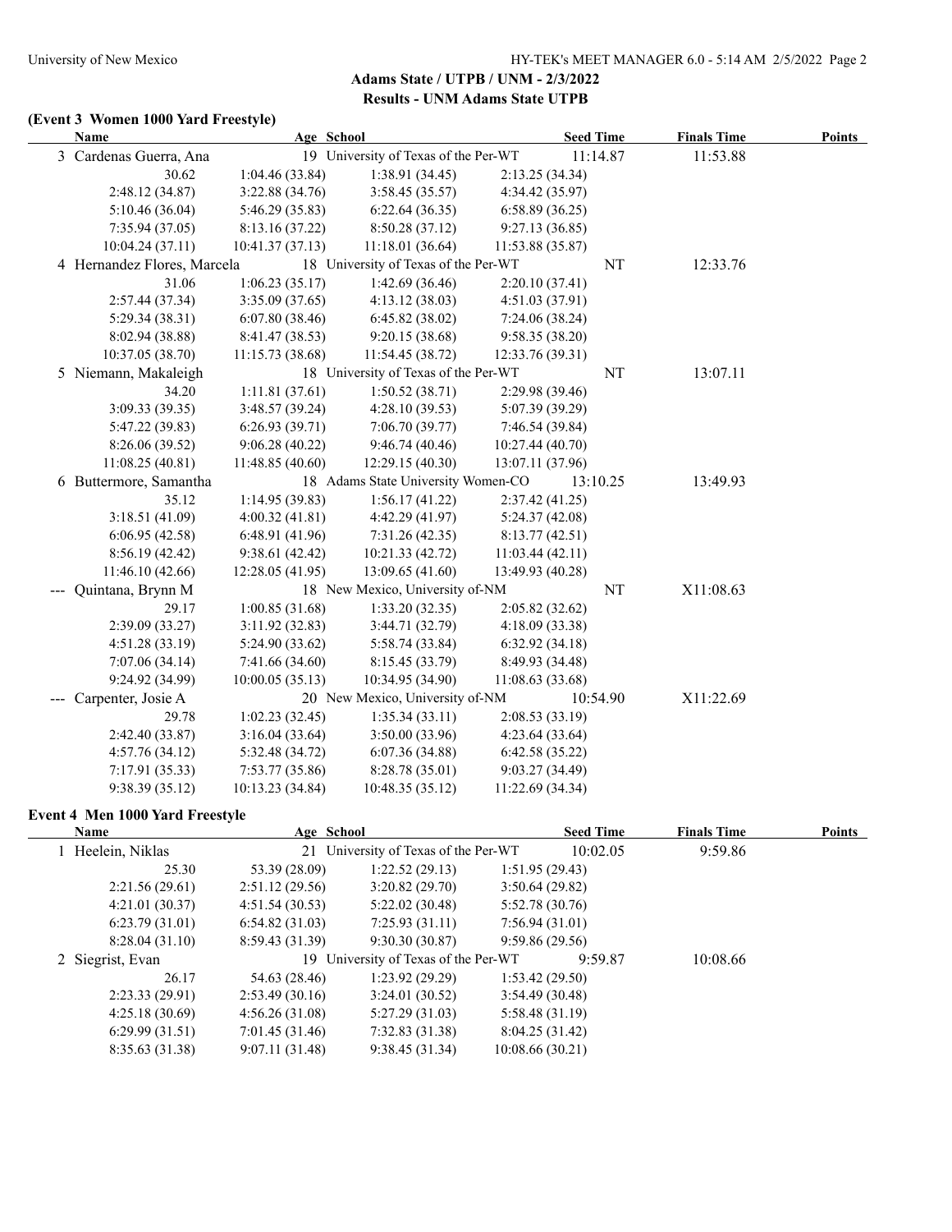Adams State / UTPB / UNM - 2/3/2022

Results - UNM Adams State UTPB

### (Event 3 Women 1000 Yard Freestyle)

| Name | Age | School | Seed Time | Finals Time | Points |
|---|---|---|---|---|---|
| 3 Cardenas Guerra, Ana | 19 | University of Texas of the Per-WT | 11:14.87 | 11:53.88 | |
| 30.62 | 1:04.46 (33.84) | 1:38.91 (34.45) | 2:13.25 (34.34) | | |
| 2:48.12 (34.87) | 3:22.88 (34.76) | 3:58.45 (35.57) | 4:34.42 (35.97) | | |
| 5:10.46 (36.04) | 5:46.29 (35.83) | 6:22.64 (36.35) | 6:58.89 (36.25) | | |
| 7:35.94 (37.05) | 8:13.16 (37.22) | 8:50.28 (37.12) | 9:27.13 (36.85) | | |
| 10:04.24 (37.11) | 10:41.37 (37.13) | 11:18.01 (36.64) | 11:53.88 (35.87) | | |
| 4 Hernandez Flores, Marcela | 18 | University of Texas of the Per-WT | NT | 12:33.76 | |
| 31.06 | 1:06.23 (35.17) | 1:42.69 (36.46) | 2:20.10 (37.41) | | |
| 2:57.44 (37.34) | 3:35.09 (37.65) | 4:13.12 (38.03) | 4:51.03 (37.91) | | |
| 5:29.34 (38.31) | 6:07.80 (38.46) | 6:45.82 (38.02) | 7:24.06 (38.24) | | |
| 8:02.94 (38.88) | 8:41.47 (38.53) | 9:20.15 (38.68) | 9:58.35 (38.20) | | |
| 10:37.05 (38.70) | 11:15.73 (38.68) | 11:54.45 (38.72) | 12:33.76 (39.31) | | |
| 5 Niemann, Makaleigh | 18 | University of Texas of the Per-WT | NT | 13:07.11 | |
| 34.20 | 1:11.81 (37.61) | 1:50.52 (38.71) | 2:29.98 (39.46) | | |
| 3:09.33 (39.35) | 3:48.57 (39.24) | 4:28.10 (39.53) | 5:07.39 (39.29) | | |
| 5:47.22 (39.83) | 6:26.93 (39.71) | 7:06.70 (39.77) | 7:46.54 (39.84) | | |
| 8:26.06 (39.52) | 9:06.28 (40.22) | 9:46.74 (40.46) | 10:27.44 (40.70) | | |
| 11:08.25 (40.81) | 11:48.85 (40.60) | 12:29.15 (40.30) | 13:07.11 (37.96) | | |
| 6 Buttermore, Samantha | 18 | Adams State University Women-CO | 13:10.25 | 13:49.93 | |
| 35.12 | 1:14.95 (39.83) | 1:56.17 (41.22) | 2:37.42 (41.25) | | |
| 3:18.51 (41.09) | 4:00.32 (41.81) | 4:42.29 (41.97) | 5:24.37 (42.08) | | |
| 6:06.95 (42.58) | 6:48.91 (41.96) | 7:31.26 (42.35) | 8:13.77 (42.51) | | |
| 8:56.19 (42.42) | 9:38.61 (42.42) | 10:21.33 (42.72) | 11:03.44 (42.11) | | |
| 11:46.10 (42.66) | 12:28.05 (41.95) | 13:09.65 (41.60) | 13:49.93 (40.28) | | |
| --- Quintana, Brynn M | 18 | New Mexico, University of-NM | NT | X11:08.63 | |
| 29.17 | 1:00.85 (31.68) | 1:33.20 (32.35) | 2:05.82 (32.62) | | |
| 2:39.09 (33.27) | 3:11.92 (32.83) | 3:44.71 (32.79) | 4:18.09 (33.38) | | |
| 4:51.28 (33.19) | 5:24.90 (33.62) | 5:58.74 (33.84) | 6:32.92 (34.18) | | |
| 7:07.06 (34.14) | 7:41.66 (34.60) | 8:15.45 (33.79) | 8:49.93 (34.48) | | |
| 9:24.92 (34.99) | 10:00.05 (35.13) | 10:34.95 (34.90) | 11:08.63 (33.68) | | |
| --- Carpenter, Josie A | 20 | New Mexico, University of-NM | 10:54.90 | X11:22.69 | |
| 29.78 | 1:02.23 (32.45) | 1:35.34 (33.11) | 2:08.53 (33.19) | | |
| 2:42.40 (33.87) | 3:16.04 (33.64) | 3:50.00 (33.96) | 4:23.64 (33.64) | | |
| 4:57.76 (34.12) | 5:32.48 (34.72) | 6:07.36 (34.88) | 6:42.58 (35.22) | | |
| 7:17.91 (35.33) | 7:53.77 (35.86) | 8:28.78 (35.01) | 9:03.27 (34.49) | | |
| 9:38.39 (35.12) | 10:13.23 (34.84) | 10:48.35 (35.12) | 11:22.69 (34.34) | | |

### Event 4 Men 1000 Yard Freestyle

| Name | Age | School | Seed Time | Finals Time | Points |
|---|---|---|---|---|---|
| 1 Heelein, Niklas | 21 | University of Texas of the Per-WT | 10:02.05 | 9:59.86 | |
| 25.30 | 53.39 (28.09) | 1:22.52 (29.13) | 1:51.95 (29.43) | | |
| 2:21.56 (29.61) | 2:51.12 (29.56) | 3:20.82 (29.70) | 3:50.64 (29.82) | | |
| 4:21.01 (30.37) | 4:51.54 (30.53) | 5:22.02 (30.48) | 5:52.78 (30.76) | | |
| 6:23.79 (31.01) | 6:54.82 (31.03) | 7:25.93 (31.11) | 7:56.94 (31.01) | | |
| 8:28.04 (31.10) | 8:59.43 (31.39) | 9:30.30 (30.87) | 9:59.86 (29.56) | | |
| 2 Siegrist, Evan | 19 | University of Texas of the Per-WT | 9:59.87 | 10:08.66 | |
| 26.17 | 54.63 (28.46) | 1:23.92 (29.29) | 1:53.42 (29.50) | | |
| 2:23.33 (29.91) | 2:53.49 (30.16) | 3:24.01 (30.52) | 3:54.49 (30.48) | | |
| 4:25.18 (30.69) | 4:56.26 (31.08) | 5:27.29 (31.03) | 5:58.48 (31.19) | | |
| 6:29.99 (31.51) | 7:01.45 (31.46) | 7:32.83 (31.38) | 8:04.25 (31.42) | | |
| 8:35.63 (31.38) | 9:07.11 (31.48) | 9:38.45 (31.34) | 10:08.66 (30.21) | | |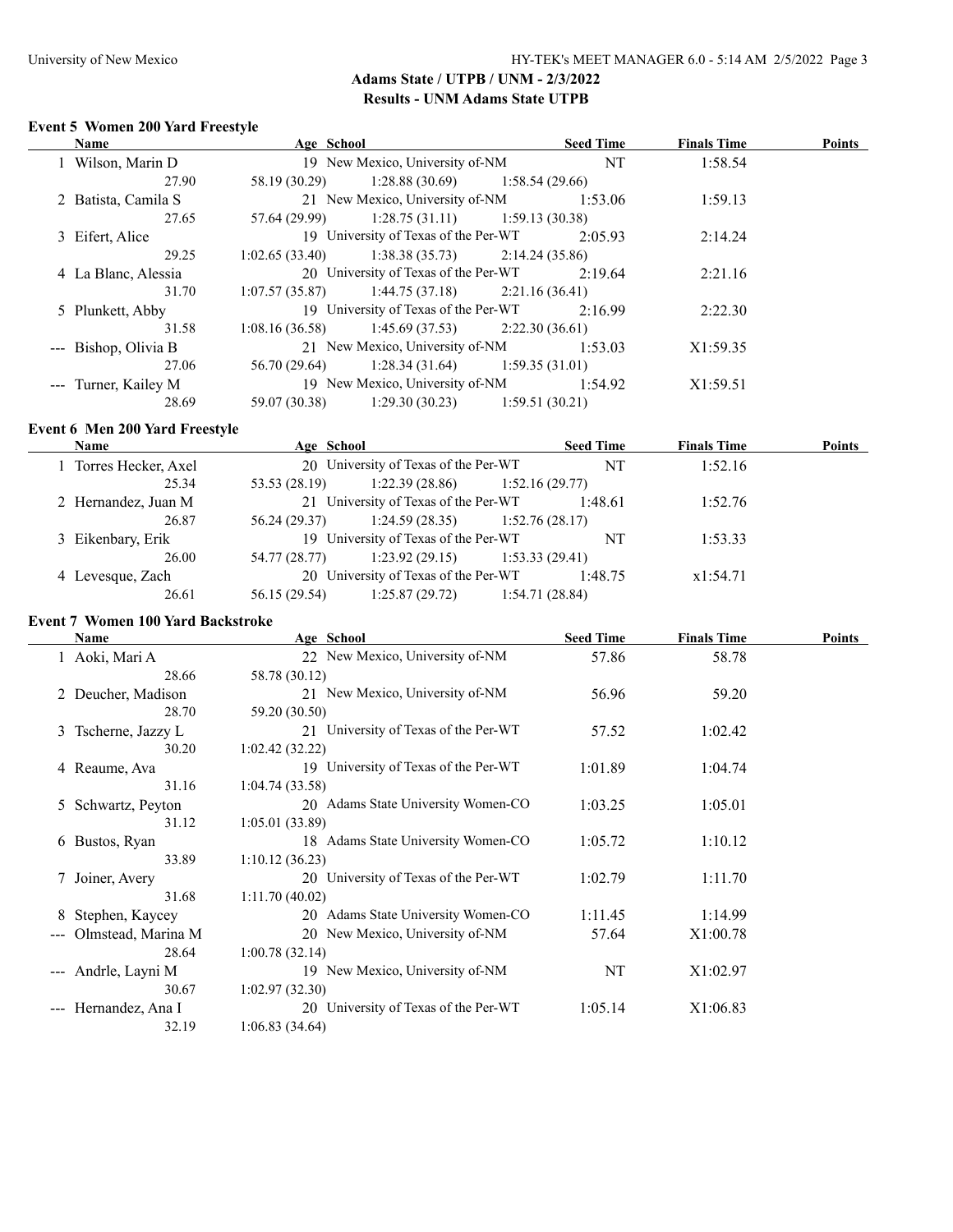Adams State / UTPB / UNM - 2/3/2022
Results - UNM Adams State UTPB

### Event 5 Women 200 Yard Freestyle

| Name | Age | School | Seed Time | Finals Time | Points |
|---|---|---|---|---|---|
| 1 Wilson, Marin D | 19 | New Mexico, University of-NM | NT | 1:58.54 | |
| 27.90 | 58.19 (30.29) | 1:28.88 (30.69) | 1:58.54 (29.66) | | |
| 2 Batista, Camila S | 21 | New Mexico, University of-NM | 1:53.06 | 1:59.13 | |
| 27.65 | 57.64 (29.99) | 1:28.75 (31.11) | 1:59.13 (30.38) | | |
| 3 Eifert, Alice | 19 | University of Texas of the Per-WT | 2:05.93 | 2:14.24 | |
| 29.25 | 1:02.65 (33.40) | 1:38.38 (35.73) | 2:14.24 (35.86) | | |
| 4 La Blanc, Alessia | 20 | University of Texas of the Per-WT | 2:19.64 | 2:21.16 | |
| 31.70 | 1:07.57 (35.87) | 1:44.75 (37.18) | 2:21.16 (36.41) | | |
| 5 Plunkett, Abby | 19 | University of Texas of the Per-WT | 2:16.99 | 2:22.30 | |
| 31.58 | 1:08.16 (36.58) | 1:45.69 (37.53) | 2:22.30 (36.61) | | |
| --- Bishop, Olivia B | 21 | New Mexico, University of-NM | 1:53.03 | X1:59.35 | |
| 27.06 | 56.70 (29.64) | 1:28.34 (31.64) | 1:59.35 (31.01) | | |
| --- Turner, Kailey M | 19 | New Mexico, University of-NM | 1:54.92 | X1:59.51 | |
| 28.69 | 59.07 (30.38) | 1:29.30 (30.23) | 1:59.51 (30.21) | | |

### Event 6 Men 200 Yard Freestyle

| Name | Age | School | Seed Time | Finals Time | Points |
|---|---|---|---|---|---|
| 1 Torres Hecker, Axel | 20 | University of Texas of the Per-WT | NT | 1:52.16 | |
| 25.34 | 53.53 (28.19) | 1:22.39 (28.86) | 1:52.16 (29.77) | | |
| 2 Hernandez, Juan M | 21 | University of Texas of the Per-WT | 1:48.61 | 1:52.76 | |
| 26.87 | 56.24 (29.37) | 1:24.59 (28.35) | 1:52.76 (28.17) | | |
| 3 Eikenbary, Erik | 19 | University of Texas of the Per-WT | NT | 1:53.33 | |
| 26.00 | 54.77 (28.77) | 1:23.92 (29.15) | 1:53.33 (29.41) | | |
| 4 Levesque, Zach | 20 | University of Texas of the Per-WT | 1:48.75 | x1:54.71 | |
| 26.61 | 56.15 (29.54) | 1:25.87 (29.72) | 1:54.71 (28.84) | | |

### Event 7 Women 100 Yard Backstroke

| Name | Age | School | Seed Time | Finals Time | Points |
|---|---|---|---|---|---|
| 1 Aoki, Mari A | 22 | New Mexico, University of-NM | 57.86 | 58.78 | |
| 28.66 | 58.78 (30.12) | | | | |
| 2 Deucher, Madison | 21 | New Mexico, University of-NM | 56.96 | 59.20 | |
| 28.70 | 59.20 (30.50) | | | | |
| 3 Tscherne, Jazzy L | 21 | University of Texas of the Per-WT | 57.52 | 1:02.42 | |
| 30.20 | 1:02.42 (32.22) | | | | |
| 4 Reaume, Ava | 19 | University of Texas of the Per-WT | 1:01.89 | 1:04.74 | |
| 31.16 | 1:04.74 (33.58) | | | | |
| 5 Schwartz, Peyton | 20 | Adams State University Women-CO | 1:03.25 | 1:05.01 | |
| 31.12 | 1:05.01 (33.89) | | | | |
| 6 Bustos, Ryan | 18 | Adams State University Women-CO | 1:05.72 | 1:10.12 | |
| 33.89 | 1:10.12 (36.23) | | | | |
| 7 Joiner, Avery | 20 | University of Texas of the Per-WT | 1:02.79 | 1:11.70 | |
| 31.68 | 1:11.70 (40.02) | | | | |
| 8 Stephen, Kaycey | 20 | Adams State University Women-CO | 1:11.45 | 1:14.99 | |
| --- Olmstead, Marina M | 20 | New Mexico, University of-NM | 57.64 | X1:00.78 | |
| 28.64 | 1:00.78 (32.14) | | | | |
| --- Andrle, Layni M | 19 | New Mexico, University of-NM | NT | X1:02.97 | |
| 30.67 | 1:02.97 (32.30) | | | | |
| --- Hernandez, Ana I | 20 | University of Texas of the Per-WT | 1:05.14 | X1:06.83 | |
| 32.19 | 1:06.83 (34.64) | | | | |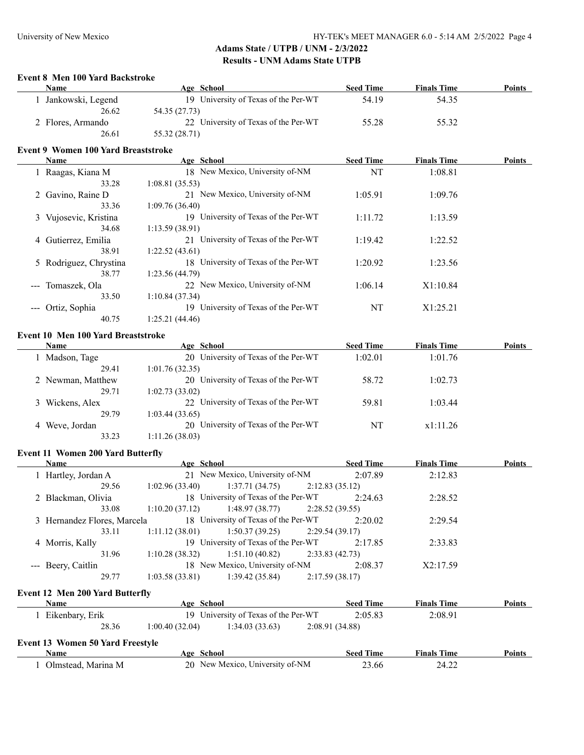## Adams State / UTPB / UNM - 2/3/2022

## Results - UNM Adams State UTPB

### Event 8 Men 100 Yard Backstroke

| Name | Age | School | Seed Time | Finals Time | Points |
|---|---|---|---|---|---|
| 1 Jankowski, Legend | 19 | University of Texas of the Per-WT | 54.19 | 54.35 | |
| 26.62 | 54.35 (27.73) | | | | |
| 2 Flores, Armando | 22 | University of Texas of the Per-WT | 55.28 | 55.32 | |
| 26.61 | 55.32 (28.71) | | | | |

### Event 9 Women 100 Yard Breaststroke

| Name | Age | School | Seed Time | Finals Time | Points |
|---|---|---|---|---|---|
| 1 Raagas, Kiana M | 18 | New Mexico, University of-NM | NT | 1:08.81 | |
| 33.28 | 1:08.81 (35.53) | | | | |
| 2 Gavino, Raine D | 21 | New Mexico, University of-NM | 1:05.91 | 1:09.76 | |
| 33.36 | 1:09.76 (36.40) | | | | |
| 3 Vujosevic, Kristina | 19 | University of Texas of the Per-WT | 1:11.72 | 1:13.59 | |
| 34.68 | 1:13.59 (38.91) | | | | |
| 4 Gutierrez, Emilia | 21 | University of Texas of the Per-WT | 1:19.42 | 1:22.52 | |
| 38.91 | 1:22.52 (43.61) | | | | |
| 5 Rodriguez, Chrystina | 18 | University of Texas of the Per-WT | 1:20.92 | 1:23.56 | |
| 38.77 | 1:23.56 (44.79) | | | | |
| --- Tomaszek, Ola | 22 | New Mexico, University of-NM | 1:06.14 | X1:10.84 | |
| 33.50 | 1:10.84 (37.34) | | | | |
| --- Ortiz, Sophia | 19 | University of Texas of the Per-WT | NT | X1:25.21 | |
| 40.75 | 1:25.21 (44.46) | | | | |

### Event 10 Men 100 Yard Breaststroke

| Name | Age | School | Seed Time | Finals Time | Points |
|---|---|---|---|---|---|
| 1 Madson, Tage | 20 | University of Texas of the Per-WT | 1:02.01 | 1:01.76 | |
| 29.41 | 1:01.76 (32.35) | | | | |
| 2 Newman, Matthew | 20 | University of Texas of the Per-WT | 58.72 | 1:02.73 | |
| 29.71 | 1:02.73 (33.02) | | | | |
| 3 Wickens, Alex | 22 | University of Texas of the Per-WT | 59.81 | 1:03.44 | |
| 29.79 | 1:03.44 (33.65) | | | | |
| 4 Weve, Jordan | 20 | University of Texas of the Per-WT | NT | x1:11.26 | |
| 33.23 | 1:11.26 (38.03) | | | | |

### Event 11 Women 200 Yard Butterfly

| Name | Age | School | Seed Time | Finals Time | Points |
|---|---|---|---|---|---|
| 1 Hartley, Jordan A | 21 | New Mexico, University of-NM | 2:07.89 | 2:12.83 | |
| 29.56 | 1:02.96 (33.40) | 1:37.71 (34.75) | 2:12.83 (35.12) | | |
| 2 Blackman, Olivia | 18 | University of Texas of the Per-WT | 2:24.63 | 2:28.52 | |
| 33.08 | 1:10.20 (37.12) | 1:48.97 (38.77) | 2:28.52 (39.55) | | |
| 3 Hernandez Flores, Marcela | 18 | University of Texas of the Per-WT | 2:20.02 | 2:29.54 | |
| 33.11 | 1:11.12 (38.01) | 1:50.37 (39.25) | 2:29.54 (39.17) | | |
| 4 Morris, Kally | 19 | University of Texas of the Per-WT | 2:17.85 | 2:33.83 | |
| 31.96 | 1:10.28 (38.32) | 1:51.10 (40.82) | 2:33.83 (42.73) | | |
| --- Beery, Caitlin | 18 | New Mexico, University of-NM | 2:08.37 | X2:17.59 | |
| 29.77 | 1:03.58 (33.81) | 1:39.42 (35.84) | 2:17.59 (38.17) | | |

### Event 12 Men 200 Yard Butterfly

| Name | Age | School | Seed Time | Finals Time | Points |
|---|---|---|---|---|---|
| 1 Eikenbary, Erik | 19 | University of Texas of the Per-WT | 2:05.83 | 2:08.91 | |
| 28.36 | 1:00.40 (32.04) | 1:34.03 (33.63) | 2:08.91 (34.88) | | |

### Event 13 Women 50 Yard Freestyle

| Name | Age | School | Seed Time | Finals Time | Points |
|---|---|---|---|---|---|
| 1 Olmstead, Marina M | 20 | New Mexico, University of-NM | 23.66 | 24.22 | |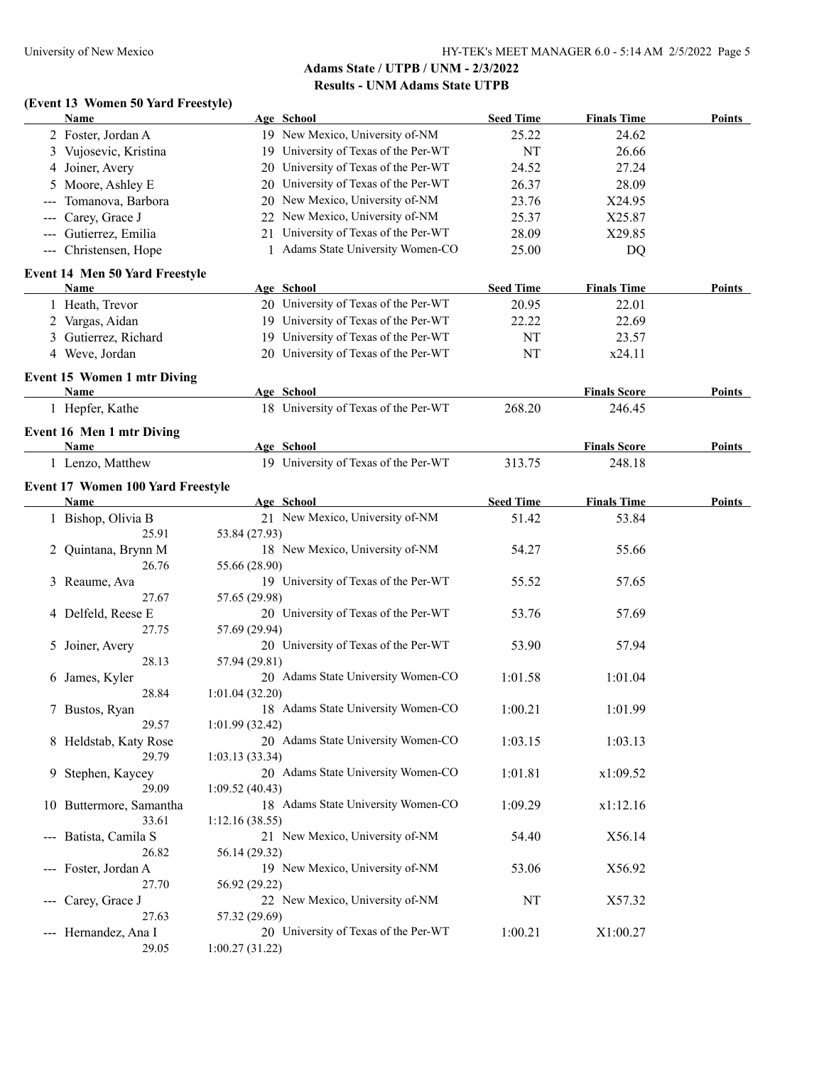## Adams State / UTPB / UNM - 2/3/2022

## Results - UNM Adams State UTPB

### (Event 13 Women 50 Yard Freestyle)

| | Name | Age | School | Seed Time | Finals Time | Points |
|---|---|---|---|---|---|---|
| 2 | Foster, Jordan A | 19 | New Mexico, University of-NM | 25.22 | 24.62 | |
| 3 | Vujosevic, Kristina | 19 | University of Texas of the Per-WT | NT | 26.66 | |
| 4 | Joiner, Avery | 20 | University of Texas of the Per-WT | 24.52 | 27.24 | |
| 5 | Moore, Ashley E | 20 | University of Texas of the Per-WT | 26.37 | 28.09 | |
| --- | Tomanova, Barbora | 20 | New Mexico, University of-NM | 23.76 | X24.95 | |
| --- | Carey, Grace J | 22 | New Mexico, University of-NM | 25.37 | X25.87 | |
| --- | Gutierrez, Emilia | 21 | University of Texas of the Per-WT | 28.09 | X29.85 | |
| --- | Christensen, Hope | 1 | Adams State University Women-CO | 25.00 | DQ | |

### Event 14 Men 50 Yard Freestyle

| | Name | Age | School | Seed Time | Finals Time | Points |
|---|---|---|---|---|---|---|
| 1 | Heath, Trevor | 20 | University of Texas of the Per-WT | 20.95 | 22.01 | |
| 2 | Vargas, Aidan | 19 | University of Texas of the Per-WT | 22.22 | 22.69 | |
| 3 | Gutierrez, Richard | 19 | University of Texas of the Per-WT | NT | 23.57 | |
| 4 | Weve, Jordan | 20 | University of Texas of the Per-WT | NT | x24.11 | |

### Event 15 Women 1 mtr Diving

| | Name | Age | School | | Finals Score | Points |
|---|---|---|---|---|---|---|
| 1 | Hepfer, Kathe | 18 | University of Texas of the Per-WT | 268.20 | 246.45 | |

### Event 16 Men 1 mtr Diving

| | Name | Age | School | | Finals Score | Points |
|---|---|---|---|---|---|---|
| 1 | Lenzo, Matthew | 19 | University of Texas of the Per-WT | 313.75 | 248.18 | |

### Event 17 Women 100 Yard Freestyle

| | Name | Age | School | Seed Time | Finals Time | Points |
|---|---|---|---|---|---|---|
| 1 | Bishop, Olivia B | 21 | New Mexico, University of-NM | 51.42 | 53.84 | |
| | 25.91 | 53.84 (27.93) | | | | |
| 2 | Quintana, Brynn M | 18 | New Mexico, University of-NM | 54.27 | 55.66 | |
| | 26.76 | 55.66 (28.90) | | | | |
| 3 | Reaume, Ava | 19 | University of Texas of the Per-WT | 55.52 | 57.65 | |
| | 27.67 | 57.65 (29.98) | | | | |
| 4 | Delfeld, Reese E | 20 | University of Texas of the Per-WT | 53.76 | 57.69 | |
| | 27.75 | 57.69 (29.94) | | | | |
| 5 | Joiner, Avery | 20 | University of Texas of the Per-WT | 53.90 | 57.94 | |
| | 28.13 | 57.94 (29.81) | | | | |
| 6 | James, Kyler | 20 | Adams State University Women-CO | 1:01.58 | 1:01.04 | |
| | 28.84 | 1:01.04 (32.20) | | | | |
| 7 | Bustos, Ryan | 18 | Adams State University Women-CO | 1:00.21 | 1:01.99 | |
| | 29.57 | 1:01.99 (32.42) | | | | |
| 8 | Heldstab, Katy Rose | 20 | Adams State University Women-CO | 1:03.15 | 1:03.13 | |
| | 29.79 | 1:03.13 (33.34) | | | | |
| 9 | Stephen, Kaycey | 20 | Adams State University Women-CO | 1:01.81 | x1:09.52 | |
| | 29.09 | 1:09.52 (40.43) | | | | |
| 10 | Buttermore, Samantha | 18 | Adams State University Women-CO | 1:09.29 | x1:12.16 | |
| | 33.61 | 1:12.16 (38.55) | | | | |
| --- | Batista, Camila S | 21 | New Mexico, University of-NM | 54.40 | X56.14 | |
| | 26.82 | 56.14 (29.32) | | | | |
| --- | Foster, Jordan A | 19 | New Mexico, University of-NM | 53.06 | X56.92 | |
| | 27.70 | 56.92 (29.22) | | | | |
| --- | Carey, Grace J | 22 | New Mexico, University of-NM | NT | X57.32 | |
| | 27.63 | 57.32 (29.69) | | | | |
| --- | Hernandez, Ana I | 20 | University of Texas of the Per-WT | 1:00.21 | X1:00.27 | |
| | 29.05 | 1:00.27 (31.22) | | | | |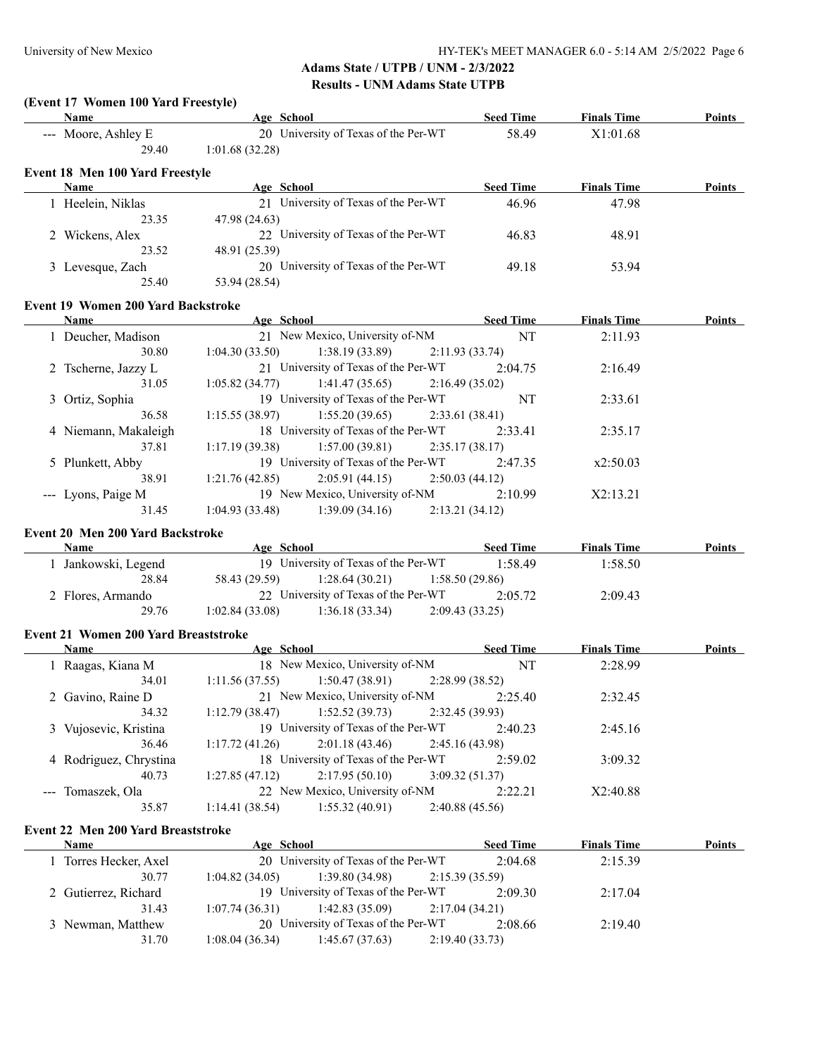**Adams State / UTPB / UNM - 2/3/2022**

**Results - UNM Adams State UTPB**

### (Event 17 Women 100 Yard Freestyle)

| Name | Age | School | Seed Time | Finals Time | Points |
|---|---|---|---|---|---|
| --- Moore, Ashley E | 20 | University of Texas of the Per-WT | 58.49 | X1:01.68 | |
| 29.40 | 1:01.68 (32.28) | | | | |

### Event 18 Men 100 Yard Freestyle

| Name | Age | School | Seed Time | Finals Time | Points |
|---|---|---|---|---|---|
| 1 Heelein, Niklas | 21 | University of Texas of the Per-WT | 46.96 | 47.98 | |
| 23.35 | 47.98 (24.63) | | | | |
| 2 Wickens, Alex | 22 | University of Texas of the Per-WT | 46.83 | 48.91 | |
| 23.52 | 48.91 (25.39) | | | | |
| 3 Levesque, Zach | 20 | University of Texas of the Per-WT | 49.18 | 53.94 | |
| 25.40 | 53.94 (28.54) | | | | |

### Event 19 Women 200 Yard Backstroke

| Name | Age | School | Seed Time | Finals Time | Points |
|---|---|---|---|---|---|
| 1 Deucher, Madison | 21 | New Mexico, University of-NM | NT | 2:11.93 | |
| 30.80 | 1:04.30 (33.50) | 1:38.19 (33.89) | 2:11.93 (33.74) | | |
| 2 Tscherne, Jazzy L | 21 | University of Texas of the Per-WT | 2:04.75 | 2:16.49 | |
| 31.05 | 1:05.82 (34.77) | 1:41.47 (35.65) | 2:16.49 (35.02) | | |
| 3 Ortiz, Sophia | 19 | University of Texas of the Per-WT | NT | 2:33.61 | |
| 36.58 | 1:15.55 (38.97) | 1:55.20 (39.65) | 2:33.61 (38.41) | | |
| 4 Niemann, Makaleigh | 18 | University of Texas of the Per-WT | 2:33.41 | 2:35.17 | |
| 37.81 | 1:17.19 (39.38) | 1:57.00 (39.81) | 2:35.17 (38.17) | | |
| 5 Plunkett, Abby | 19 | University of Texas of the Per-WT | 2:47.35 | x2:50.03 | |
| 38.91 | 1:21.76 (42.85) | 2:05.91 (44.15) | 2:50.03 (44.12) | | |
| --- Lyons, Paige M | 19 | New Mexico, University of-NM | 2:10.99 | X2:13.21 | |
| 31.45 | 1:04.93 (33.48) | 1:39.09 (34.16) | 2:13.21 (34.12) | | |

### Event 20 Men 200 Yard Backstroke

| Name | Age | School | Seed Time | Finals Time | Points |
|---|---|---|---|---|---|
| 1 Jankowski, Legend | 19 | University of Texas of the Per-WT | 1:58.49 | 1:58.50 | |
| 28.84 | 58.43 (29.59) | 1:28.64 (30.21) | 1:58.50 (29.86) | | |
| 2 Flores, Armando | 22 | University of Texas of the Per-WT | 2:05.72 | 2:09.43 | |
| 29.76 | 1:02.84 (33.08) | 1:36.18 (33.34) | 2:09.43 (33.25) | | |

### Event 21 Women 200 Yard Breaststroke

| Name | Age | School | Seed Time | Finals Time | Points |
|---|---|---|---|---|---|
| 1 Raagas, Kiana M | 18 | New Mexico, University of-NM | NT | 2:28.99 | |
| 34.01 | 1:11.56 (37.55) | 1:50.47 (38.91) | 2:28.99 (38.52) | | |
| 2 Gavino, Raine D | 21 | New Mexico, University of-NM | 2:25.40 | 2:32.45 | |
| 34.32 | 1:12.79 (38.47) | 1:52.52 (39.73) | 2:32.45 (39.93) | | |
| 3 Vujosevic, Kristina | 19 | University of Texas of the Per-WT | 2:40.23 | 2:45.16 | |
| 36.46 | 1:17.72 (41.26) | 2:01.18 (43.46) | 2:45.16 (43.98) | | |
| 4 Rodriguez, Chrystina | 18 | University of Texas of the Per-WT | 2:59.02 | 3:09.32 | |
| 40.73 | 1:27.85 (47.12) | 2:17.95 (50.10) | 3:09.32 (51.37) | | |
| --- Tomaszek, Ola | 22 | New Mexico, University of-NM | 2:22.21 | X2:40.88 | |
| 35.87 | 1:14.41 (38.54) | 1:55.32 (40.91) | 2:40.88 (45.56) | | |

### Event 22 Men 200 Yard Breaststroke

| Name | Age | School | Seed Time | Finals Time | Points |
|---|---|---|---|---|---|
| 1 Torres Hecker, Axel | 20 | University of Texas of the Per-WT | 2:04.68 | 2:15.39 | |
| 30.77 | 1:04.82 (34.05) | 1:39.80 (34.98) | 2:15.39 (35.59) | | |
| 2 Gutierrez, Richard | 19 | University of Texas of the Per-WT | 2:09.30 | 2:17.04 | |
| 31.43 | 1:07.74 (36.31) | 1:42.83 (35.09) | 2:17.04 (34.21) | | |
| 3 Newman, Matthew | 20 | University of Texas of the Per-WT | 2:08.66 | 2:19.40 | |
| 31.70 | 1:08.04 (36.34) | 1:45.67 (37.63) | 2:19.40 (33.73) | | |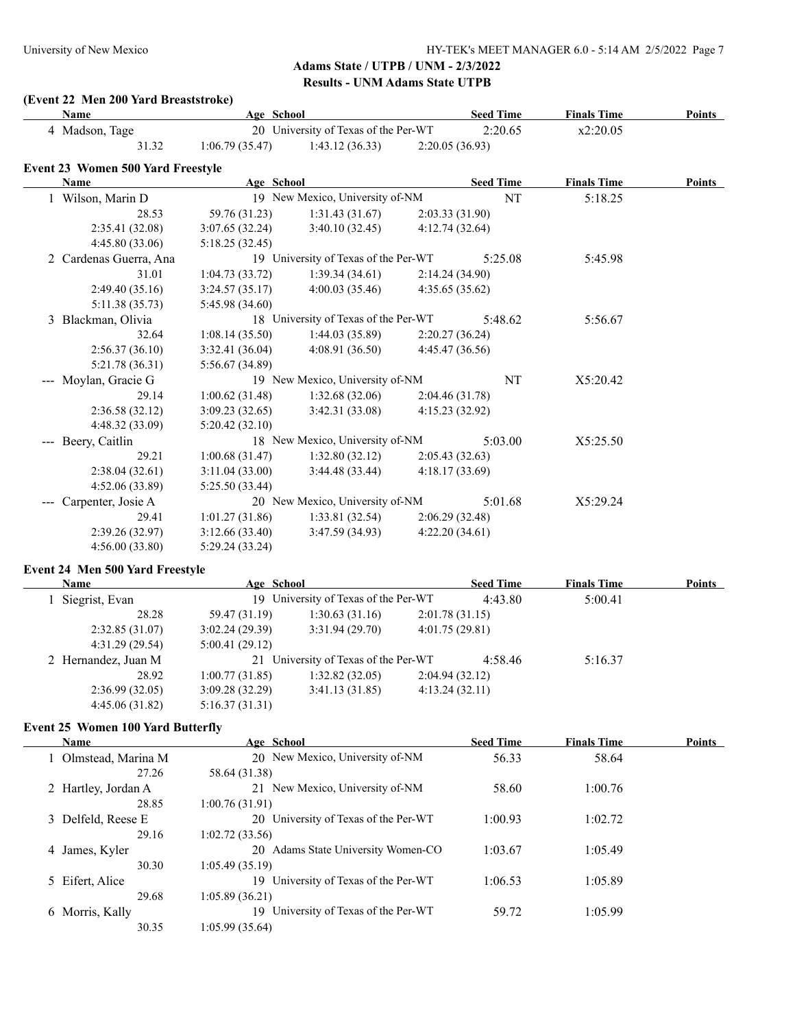## Adams State / UTPB / UNM - 2/3/2022

## Results - UNM Adams State UTPB

### (Event 22 Men 200 Yard Breaststroke)

| Name | Age | School | Seed Time | Finals Time | Points |
|---|---|---|---|---|---|
| 4 Madson, Tage | 20 | University of Texas of the Per-WT | 2:20.65 | x2:20.05 | |
| 31.32 | 1:06.79 (35.47) | 1:43.12 (36.33) | 2:20.05 (36.93) | | |

### Event 23 Women 500 Yard Freestyle

| Name | Age | School | Seed Time | Finals Time | Points |
|---|---|---|---|---|---|
| 1 Wilson, Marin D | 19 | New Mexico, University of-NM | NT | 5:18.25 | |
| 28.53 | 59.76 (31.23) | 1:31.43 (31.67) | 2:03.33 (31.90) | | |
| 2:35.41 (32.08) | 3:07.65 (32.24) | 3:40.10 (32.45) | 4:12.74 (32.64) | | |
| 4:45.80 (33.06) | 5:18.25 (32.45) | | | | |
| 2 Cardenas Guerra, Ana | 19 | University of Texas of the Per-WT | 5:25.08 | 5:45.98 | |
| 31.01 | 1:04.73 (33.72) | 1:39.34 (34.61) | 2:14.24 (34.90) | | |
| 2:49.40 (35.16) | 3:24.57 (35.17) | 4:00.03 (35.46) | 4:35.65 (35.62) | | |
| 5:11.38 (35.73) | 5:45.98 (34.60) | | | | |
| 3 Blackman, Olivia | 18 | University of Texas of the Per-WT | 5:48.62 | 5:56.67 | |
| 32.64 | 1:08.14 (35.50) | 1:44.03 (35.89) | 2:20.27 (36.24) | | |
| 2:56.37 (36.10) | 3:32.41 (36.04) | 4:08.91 (36.50) | 4:45.47 (36.56) | | |
| 5:21.78 (36.31) | 5:56.67 (34.89) | | | | |
| --- Moylan, Gracie G | 19 | New Mexico, University of-NM | NT | X5:20.42 | |
| 29.14 | 1:00.62 (31.48) | 1:32.68 (32.06) | 2:04.46 (31.78) | | |
| 2:36.58 (32.12) | 3:09.23 (32.65) | 3:42.31 (33.08) | 4:15.23 (32.92) | | |
| 4:48.32 (33.09) | 5:20.42 (32.10) | | | | |
| --- Beery, Caitlin | 18 | New Mexico, University of-NM | 5:03.00 | X5:25.50 | |
| 29.21 | 1:00.68 (31.47) | 1:32.80 (32.12) | 2:05.43 (32.63) | | |
| 2:38.04 (32.61) | 3:11.04 (33.00) | 3:44.48 (33.44) | 4:18.17 (33.69) | | |
| 4:52.06 (33.89) | 5:25.50 (33.44) | | | | |
| --- Carpenter, Josie A | 20 | New Mexico, University of-NM | 5:01.68 | X5:29.24 | |
| 29.41 | 1:01.27 (31.86) | 1:33.81 (32.54) | 2:06.29 (32.48) | | |
| 2:39.26 (32.97) | 3:12.66 (33.40) | 3:47.59 (34.93) | 4:22.20 (34.61) | | |
| 4:56.00 (33.80) | 5:29.24 (33.24) | | | | |

### Event 24 Men 500 Yard Freestyle

| Name | Age | School | Seed Time | Finals Time | Points |
|---|---|---|---|---|---|
| 1 Siegrist, Evan | 19 | University of Texas of the Per-WT | 4:43.80 | 5:00.41 | |
| 28.28 | 59.47 (31.19) | 1:30.63 (31.16) | 2:01.78 (31.15) | | |
| 2:32.85 (31.07) | 3:02.24 (29.39) | 3:31.94 (29.70) | 4:01.75 (29.81) | | |
| 4:31.29 (29.54) | 5:00.41 (29.12) | | | | |
| 2 Hernandez, Juan M | 21 | University of Texas of the Per-WT | 4:58.46 | 5:16.37 | |
| 28.92 | 1:00.77 (31.85) | 1:32.82 (32.05) | 2:04.94 (32.12) | | |
| 2:36.99 (32.05) | 3:09.28 (32.29) | 3:41.13 (31.85) | 4:13.24 (32.11) | | |
| 4:45.06 (31.82) | 5:16.37 (31.31) | | | | |

### Event 25 Women 100 Yard Butterfly

| Name | Age | School | Seed Time | Finals Time | Points |
|---|---|---|---|---|---|
| 1 Olmstead, Marina M | 20 | New Mexico, University of-NM | 56.33 | 58.64 | |
| 27.26 | 58.64 (31.38) | | | | |
| 2 Hartley, Jordan A | 21 | New Mexico, University of-NM | 58.60 | 1:00.76 | |
| 28.85 | 1:00.76 (31.91) | | | | |
| 3 Delfeld, Reese E | 20 | University of Texas of the Per-WT | 1:00.93 | 1:02.72 | |
| 29.16 | 1:02.72 (33.56) | | | | |
| 4 James, Kyler | 20 | Adams State University Women-CO | 1:03.67 | 1:05.49 | |
| 30.30 | 1:05.49 (35.19) | | | | |
| 5 Eifert, Alice | 19 | University of Texas of the Per-WT | 1:06.53 | 1:05.89 | |
| 29.68 | 1:05.89 (36.21) | | | | |
| 6 Morris, Kally | 19 | University of Texas of the Per-WT | 59.72 | 1:05.99 | |
| 30.35 | 1:05.99 (35.64) | | | | |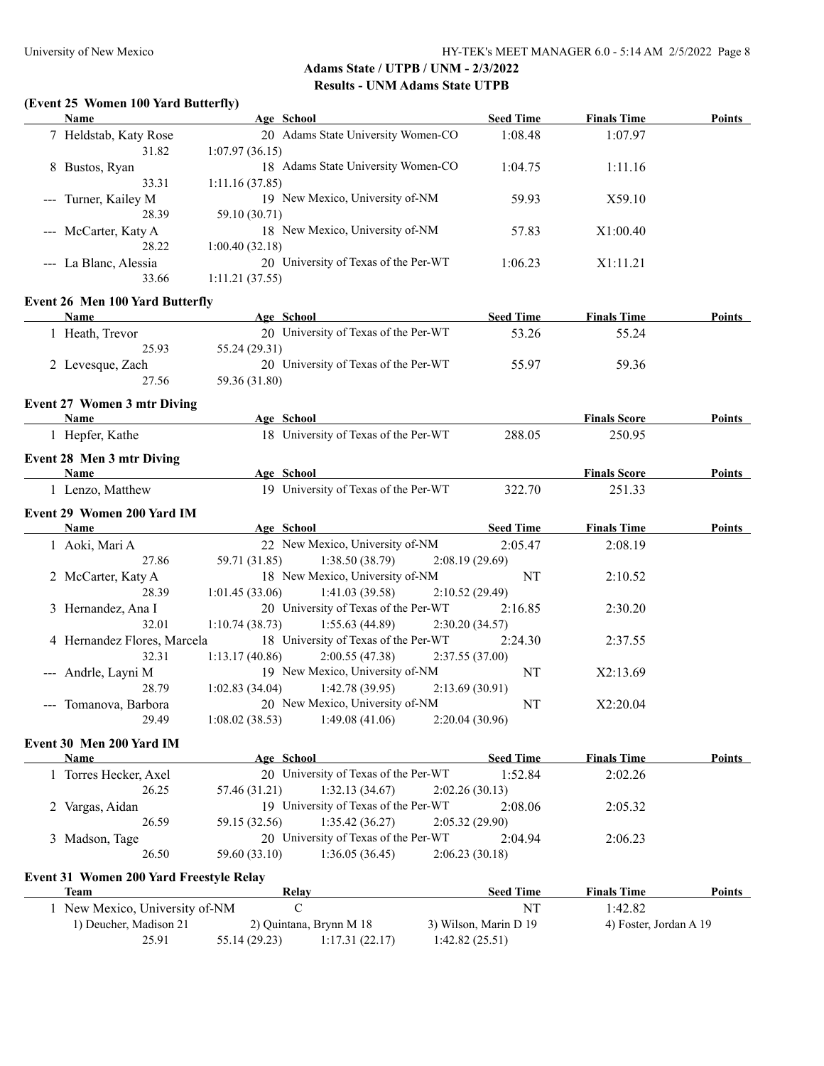## Adams State / UTPB / UNM - 2/3/2022

## Results - UNM Adams State UTPB

### (Event 25 Women 100 Yard Butterfly)

| Name | Age | School | Seed Time | Finals Time | Points |
|---|---|---|---|---|---|
| 7 Heldstab, Katy Rose | 20 | Adams State University Women-CO | 1:08.48 | 1:07.97 | |
| 31.82 &nbsp; 1:07.97 (36.15) | | | | | |
| 8 Bustos, Ryan | 18 | Adams State University Women-CO | 1:04.75 | 1:11.16 | |
| 33.31 &nbsp; 1:11.16 (37.85) | | | | | |
| --- Turner, Kailey M | 19 | New Mexico, University of-NM | 59.93 | X59.10 | |
| 28.39 &nbsp; 59.10 (30.71) | | | | | |
| --- McCarter, Katy A | 18 | New Mexico, University of-NM | 57.83 | X1:00.40 | |
| 28.22 &nbsp; 1:00.40 (32.18) | | | | | |
| --- La Blanc, Alessia | 20 | University of Texas of the Per-WT | 1:06.23 | X1:11.21 | |
| 33.66 &nbsp; 1:11.21 (37.55) | | | | | |

### Event 26 Men 100 Yard Butterfly

| Name | Age | School | Seed Time | Finals Time | Points |
|---|---|---|---|---|---|
| 1 Heath, Trevor | 20 | University of Texas of the Per-WT | 53.26 | 55.24 | |
| 25.93 &nbsp; 55.24 (29.31) | | | | | |
| 2 Levesque, Zach | 20 | University of Texas of the Per-WT | 55.97 | 59.36 | |
| 27.56 &nbsp; 59.36 (31.80) | | | | | |

### Event 27 Women 3 mtr Diving

| Name | Age | School | | Finals Score | Points |
|---|---|---|---|---|---|
| 1 Hepfer, Kathe | 18 | University of Texas of the Per-WT | 288.05 | 250.95 | |

### Event 28 Men 3 mtr Diving

| Name | Age | School | | Finals Score | Points |
|---|---|---|---|---|---|
| 1 Lenzo, Matthew | 19 | University of Texas of the Per-WT | 322.70 | 251.33 | |

### Event 29 Women 200 Yard IM

| Name | Age | School | Seed Time | Finals Time | Points |
|---|---|---|---|---|---|
| 1 Aoki, Mari A | 22 | New Mexico, University of-NM | 2:05.47 | 2:08.19 | |
| 27.86 &nbsp; 59.71 (31.85) &nbsp; 1:38.50 (38.79) &nbsp; 2:08.19 (29.69) | | | | | |
| 2 McCarter, Katy A | 18 | New Mexico, University of-NM | NT | 2:10.52 | |
| 28.39 &nbsp; 1:01.45 (33.06) &nbsp; 1:41.03 (39.58) &nbsp; 2:10.52 (29.49) | | | | | |
| 3 Hernandez, Ana I | 20 | University of Texas of the Per-WT | 2:16.85 | 2:30.20 | |
| 32.01 &nbsp; 1:10.74 (38.73) &nbsp; 1:55.63 (44.89) &nbsp; 2:30.20 (34.57) | | | | | |
| 4 Hernandez Flores, Marcela | 18 | University of Texas of the Per-WT | 2:24.30 | 2:37.55 | |
| 32.31 &nbsp; 1:13.17 (40.86) &nbsp; 2:00.55 (47.38) &nbsp; 2:37.55 (37.00) | | | | | |
| --- Andrle, Layni M | 19 | New Mexico, University of-NM | NT | X2:13.69 | |
| 28.79 &nbsp; 1:02.83 (34.04) &nbsp; 1:42.78 (39.95) &nbsp; 2:13.69 (30.91) | | | | | |
| --- Tomanova, Barbora | 20 | New Mexico, University of-NM | NT | X2:20.04 | |
| 29.49 &nbsp; 1:08.02 (38.53) &nbsp; 1:49.08 (41.06) &nbsp; 2:20.04 (30.96) | | | | | |

### Event 30 Men 200 Yard IM

| Name | Age | School | Seed Time | Finals Time | Points |
|---|---|---|---|---|---|
| 1 Torres Hecker, Axel | 20 | University of Texas of the Per-WT | 1:52.84 | 2:02.26 | |
| 26.25 &nbsp; 57.46 (31.21) &nbsp; 1:32.13 (34.67) &nbsp; 2:02.26 (30.13) | | | | | |
| 2 Vargas, Aidan | 19 | University of Texas of the Per-WT | 2:08.06 | 2:05.32 | |
| 26.59 &nbsp; 59.15 (32.56) &nbsp; 1:35.42 (36.27) &nbsp; 2:05.32 (29.90) | | | | | |
| 3 Madson, Tage | 20 | University of Texas of the Per-WT | 2:04.94 | 2:06.23 | |
| 26.50 &nbsp; 59.60 (33.10) &nbsp; 1:36.05 (36.45) &nbsp; 2:06.23 (30.18) | | | | | |

### Event 31 Women 200 Yard Freestyle Relay

| Team | Relay | Seed Time | Finals Time | Points |
|---|---|---|---|---|
| 1 New Mexico, University of-NM | C | NT | 1:42.82 | |
| 1) Deucher, Madison 21 &nbsp; 2) Quintana, Brynn M 18 &nbsp; 3) Wilson, Marin D 19 &nbsp; 4) Foster, Jordan A 19 | | | | |
| 25.91 &nbsp; 55.14 (29.23) &nbsp; 1:17.31 (22.17) &nbsp; 1:42.82 (25.51) | | | | |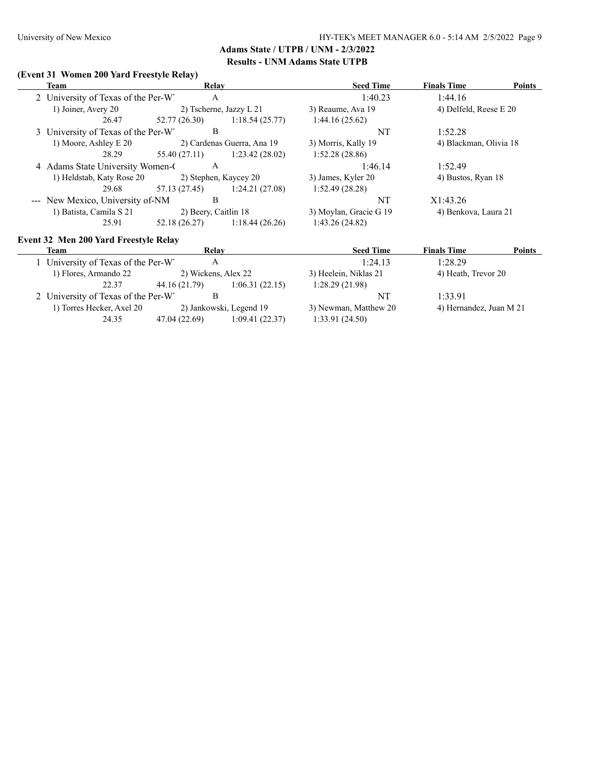Adams State / UTPB / UNM - 2/3/2022

Results - UNM Adams State UTPB

### (Event 31 Women 200 Yard Freestyle Relay)

| | Team | Relay | | Seed Time | Finals Time | Points |
|---|---|---|---|---|---|---|
| 2 | University of Texas of the Per-WT | A | | 1:40.23 | 1:44.16 | |
| | 1) Joiner, Avery 20 | 2) Tscherne, Jazzy L 21 | | 3) Reaume, Ava 19 | 4) Delfeld, Reese E 20 | |
| | 26.47 | 52.77 (26.30) | 1:18.54 (25.77) | 1:44.16 (25.62) | | |
| 3 | University of Texas of the Per-WT | B | | NT | 1:52.28 | |
| | 1) Moore, Ashley E 20 | 2) Cardenas Guerra, Ana 19 | | 3) Morris, Kally 19 | 4) Blackman, Olivia 18 | |
| | 28.29 | 55.40 (27.11) | 1:23.42 (28.02) | 1:52.28 (28.86) | | |
| 4 | Adams State University Women-( | A | | 1:46.14 | 1:52.49 | |
| | 1) Heldstab, Katy Rose 20 | 2) Stephen, Kaycey 20 | | 3) James, Kyler 20 | 4) Bustos, Ryan 18 | |
| | 29.68 | 57.13 (27.45) | 1:24.21 (27.08) | 1:52.49 (28.28) | | |
| --- | New Mexico, University of-NM | B | | NT | X1:43.26 | |
| | 1) Batista, Camila S 21 | 2) Beery, Caitlin 18 | | 3) Moylan, Gracie G 19 | 4) Benkova, Laura 21 | |
| | 25.91 | 52.18 (26.27) | 1:18.44 (26.26) | 1:43.26 (24.82) | | |

### Event 32 Men 200 Yard Freestyle Relay

| | Team | Relay | | Seed Time | Finals Time | Points |
|---|---|---|---|---|---|---|
| 1 | University of Texas of the Per-WT | A | | 1:24.13 | 1:28.29 | |
| | 1) Flores, Armando 22 | 2) Wickens, Alex 22 | | 3) Heelein, Niklas 21 | 4) Heath, Trevor 20 | |
| | 22.37 | 44.16 (21.79) | 1:06.31 (22.15) | 1:28.29 (21.98) | | |
| 2 | University of Texas of the Per-WT | B | | NT | 1:33.91 | |
| | 1) Torres Hecker, Axel 20 | 2) Jankowski, Legend 19 | | 3) Newman, Matthew 20 | 4) Hernandez, Juan M 21 | |
| | 24.35 | 47.04 (22.69) | 1:09.41 (22.37) | 1:33.91 (24.50) | | |